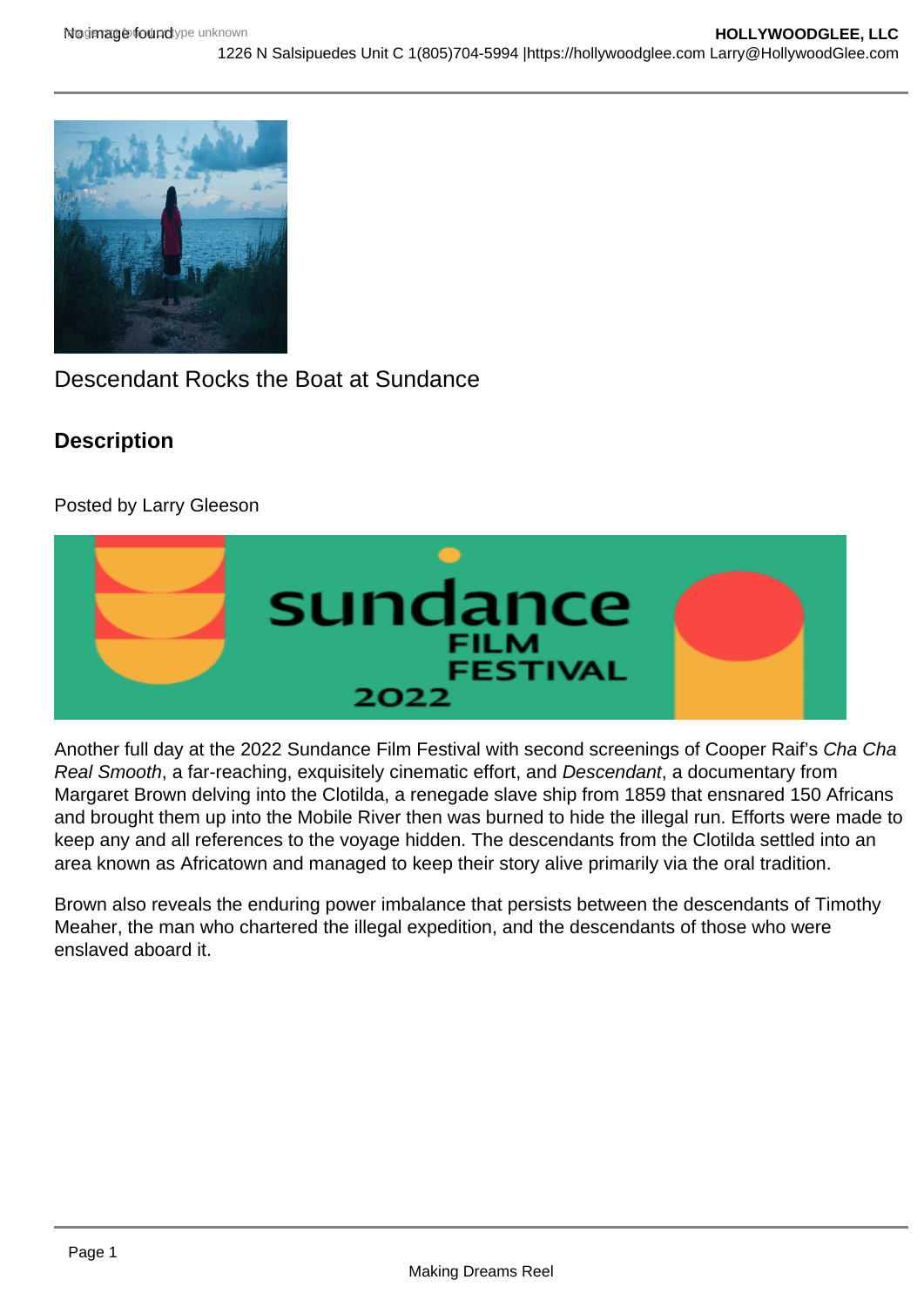Descendant Rocks the Boat at Sundance

## Description

Posted by Larry Gleeson

Another full day at the 2022 Sundance Film Festival with second screenings of Cooper Raif's *Cha Cha Real Smooth*, a far-reaching, exquisitely cinematic effort, and *Descendant*, a documentary from Margaret Brown delving into the Clotilda, a renegade slave ship from 1859 that ensnared 150 Africans and brought them up into the Mobile River then was burned to hide the illegal run. Efforts were made to keep any and all references to the voyage hidden. The descendants from the Clotilda settled into an area known as Africatown and managed to keep their story alive primarily via the oral tradition.

Brown also reveals the enduring power imbalance that persists between the descendants of Timothy Meaher, the man who chartered the illegal expedition, and the descendants of those who were enslaved aboard it.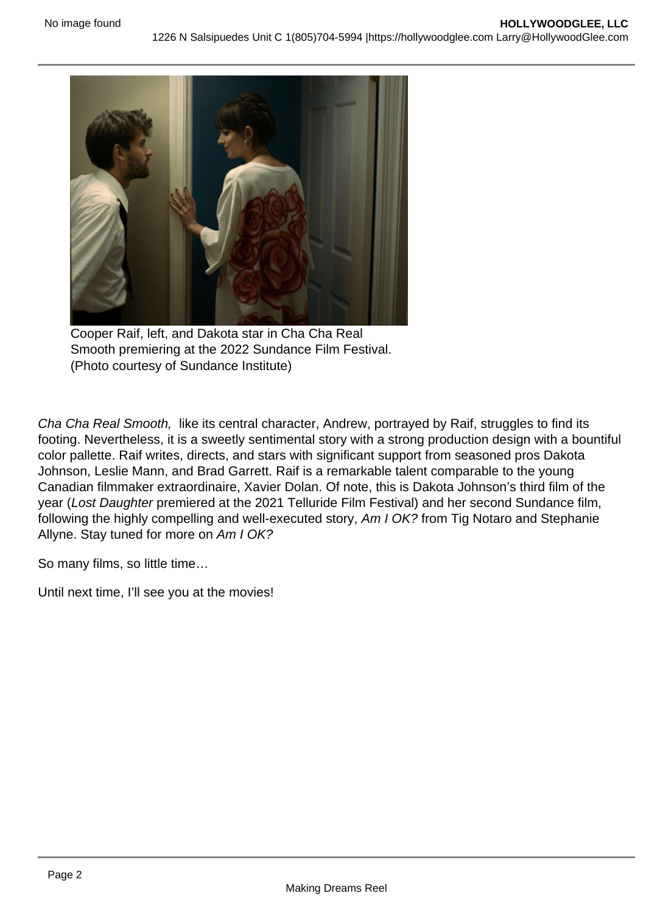Cooper Raif, left, and Dakota star in Cha Cha Real Smooth premiering at the 2022 Sundance Film Festival. (Photo courtesy of Sundance Institute)

*Cha Cha Real Smooth,* like its central character, Andrew, portrayed by Raif, struggles to find its footing. Nevertheless, it is a sweetly sentimental story with a strong production design with a bountiful color pallette. Raif writes, directs, and stars with significant support from seasoned pros Dakota Johnson, Leslie Mann, and Brad Garrett. Raif is a remarkable talent comparable to the young Canadian filmmaker extraordinaire, Xavier Dolan. Of note, this is Dakota Johnson's third film of the year (*Lost Daughter* premiered at the 2021 Telluride Film Festival) and her second Sundance film, following the highly compelling and well-executed story, *Am I OK?* from Tig Notaro and Stephanie Allyne. Stay tuned for more on *Am I OK?*

So many films, so little time…

Until next time, I'll see you at the movies!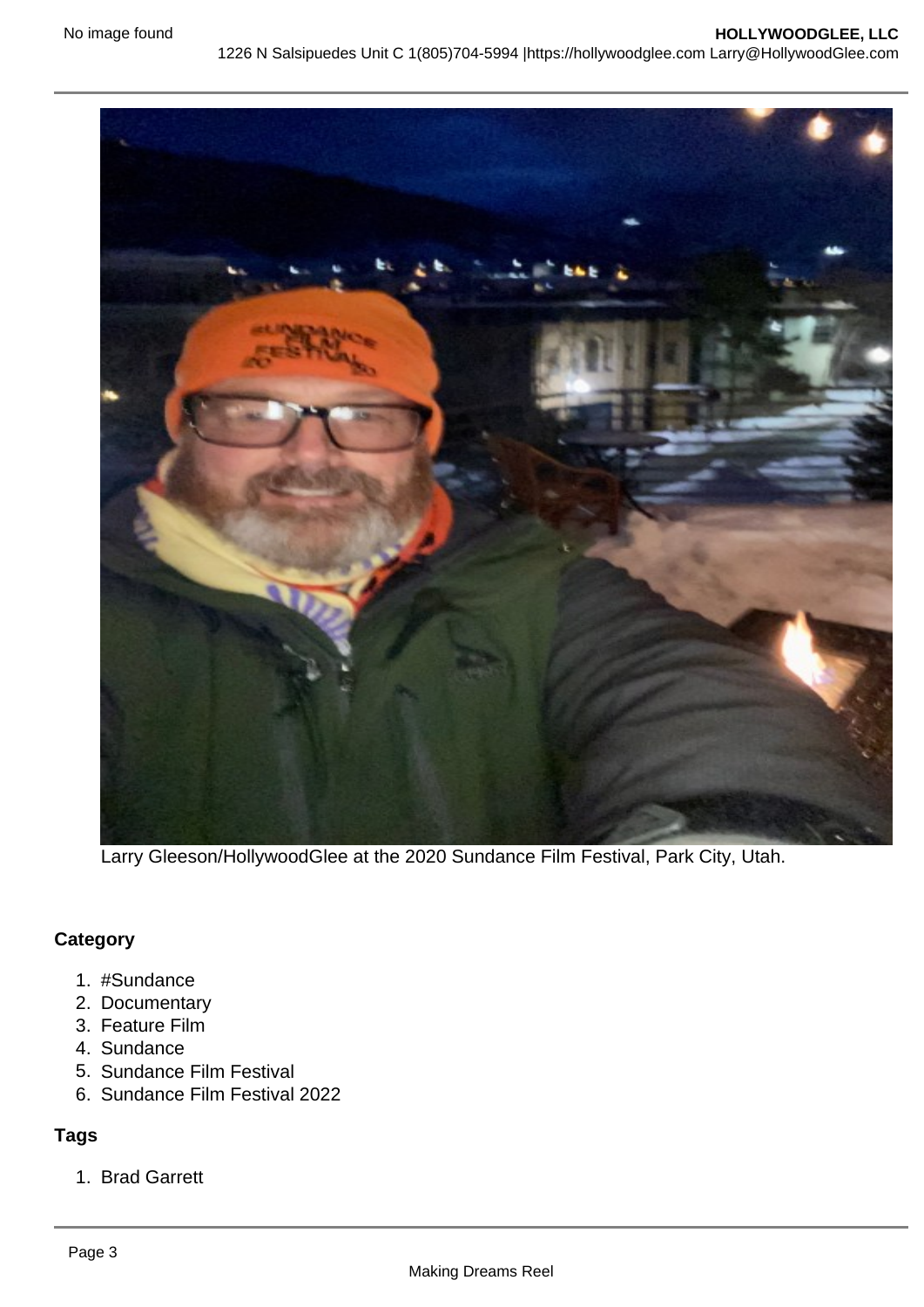Larry Gleeson/HollywoodGlee at the 2020 Sundance Film Festival, Park City, Utah.

**Category**

1. #Sundance
2. Documentary
3. Feature Film
4. Sundance
5. Sundance Film Festival
6. Sundance Film Festival 2022

**Tags**

1. Brad Garrett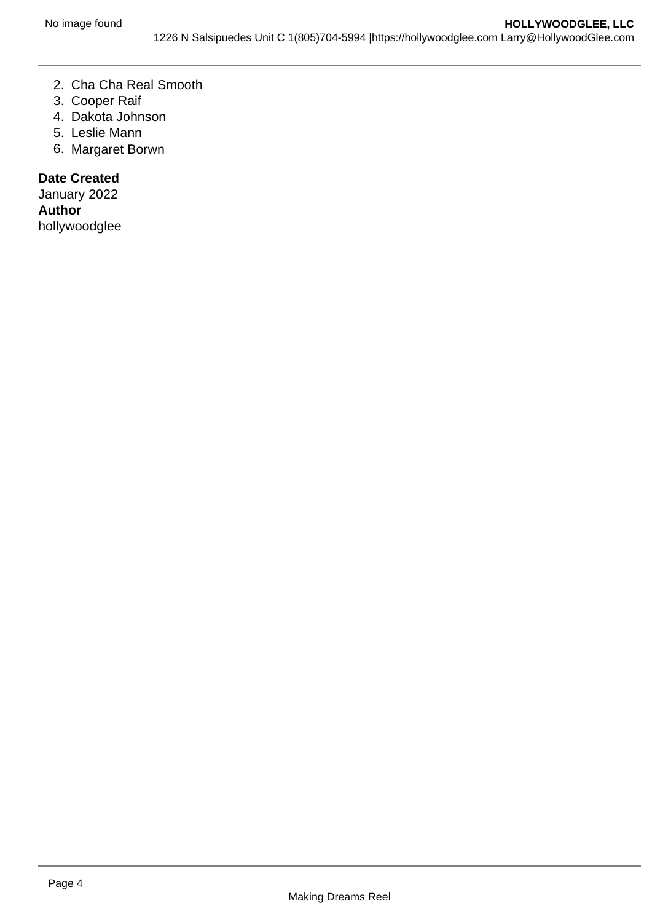2. Cha Cha Real Smooth
3. Cooper Raif
4. Dakota Johnson
5. Leslie Mann
6. Margaret Borwn

**Date Created**
January 2022
**Author**
hollywoodglee